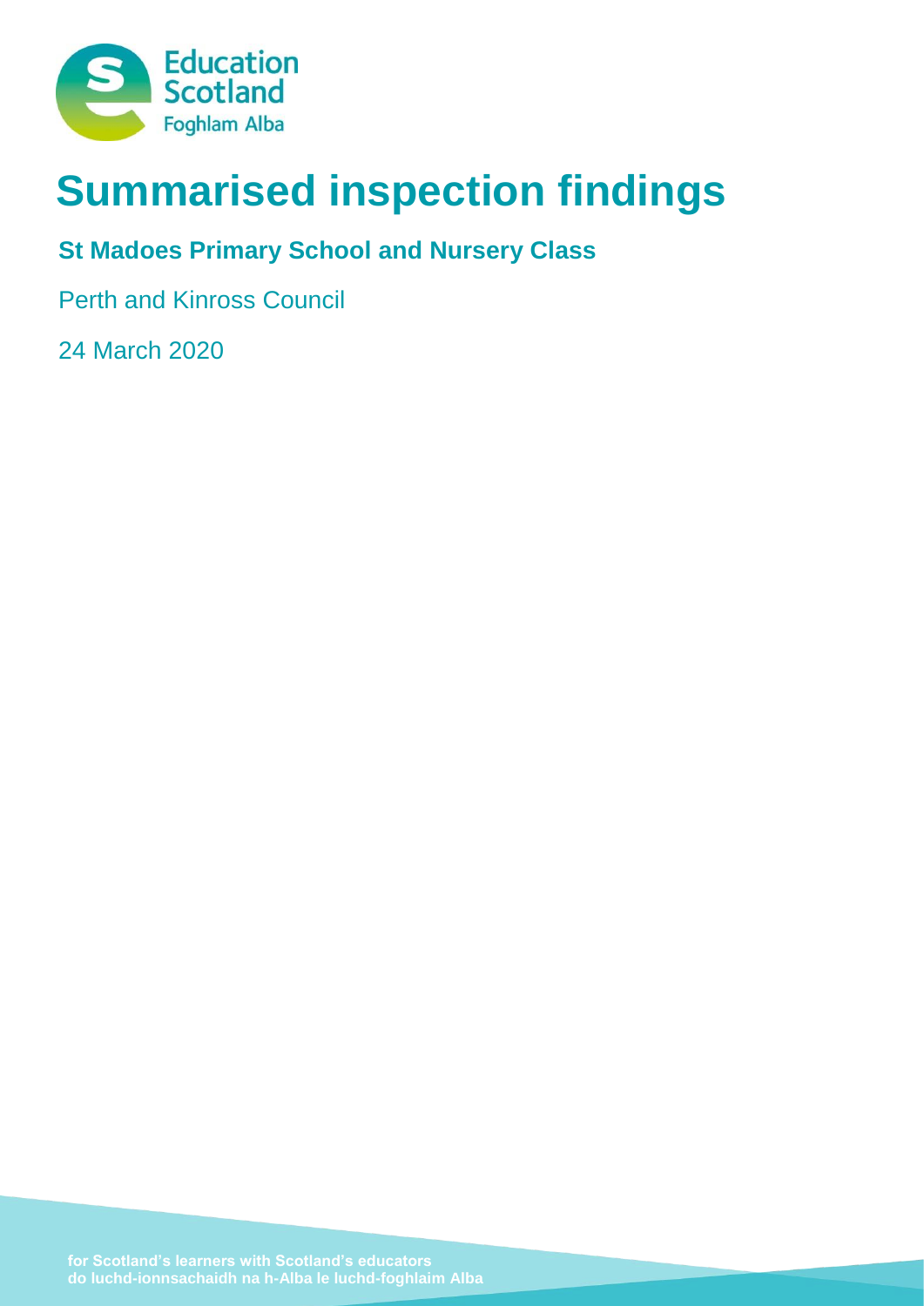# Summarised inspection findings

## St Madoes Primary School and Nursery Class

Perth and Kinross Council

24 March 2020

for Scotland's learners with Scotland's educators
do luchd-ionnsachaidh na h-Alba le luchd-foghlaim Alba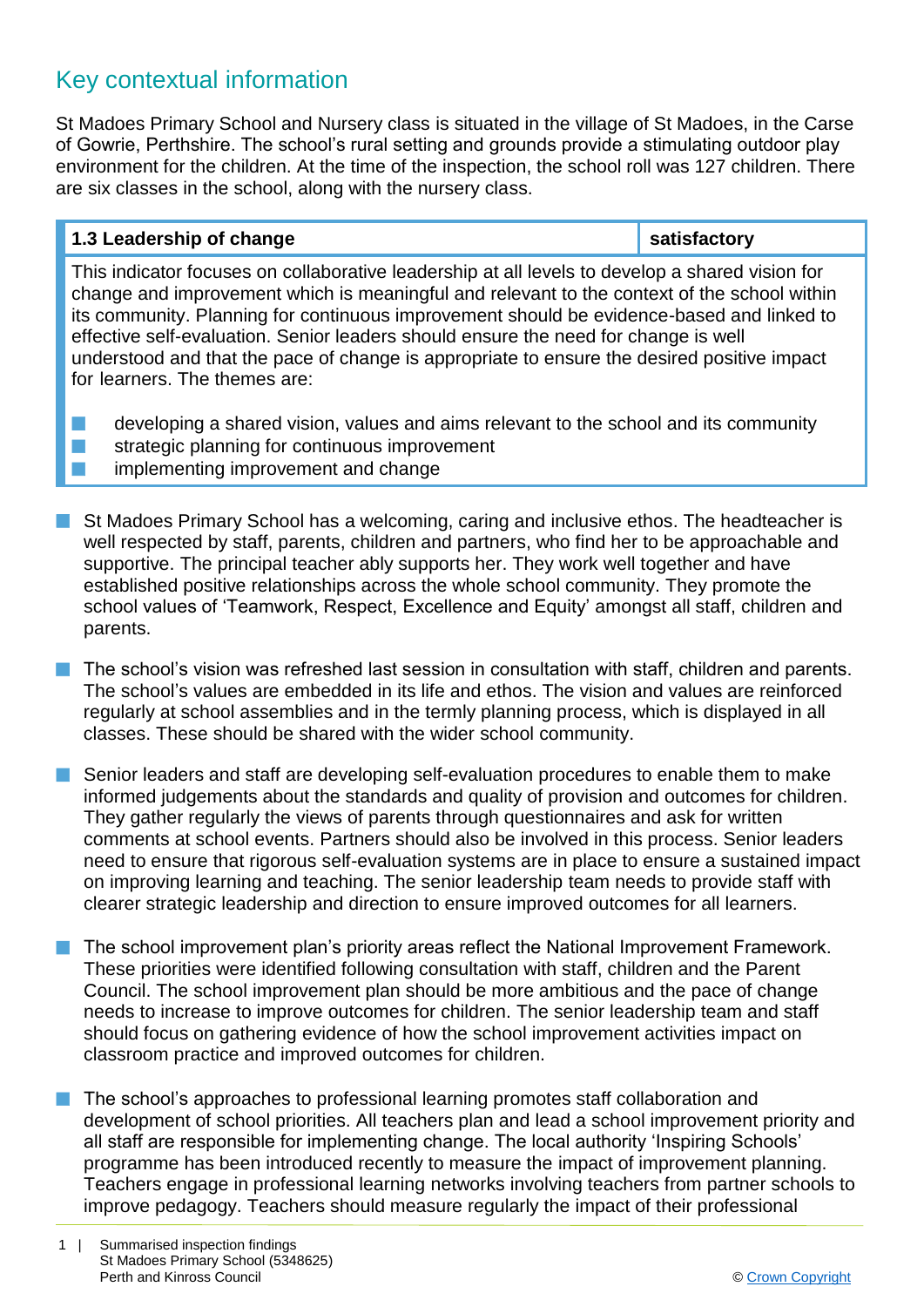## Key contextual information

St Madoes Primary School and Nursery class is situated in the village of St Madoes, in the Carse of Gowrie, Perthshire. The school's rural setting and grounds provide a stimulating outdoor play environment for the children. At the time of the inspection, the school roll was 127 children. There are six classes in the school, along with the nursery class.

| 1.3 Leadership of change | satisfactory |
|---|---|
| This indicator focuses on collaborative leadership at all levels to develop a shared vision for change and improvement which is meaningful and relevant to the context of the school within its community. Planning for continuous improvement should be evidence-based and linked to effective self-evaluation. Senior leaders should ensure the need for change is well understood and that the pace of change is appropriate to ensure the desired positive impact for learners. The themes are: <br> ■ developing a shared vision, values and aims relevant to the school and its community <br> ■ strategic planning for continuous improvement <br> ■ implementing improvement and change | |

- St Madoes Primary School has a welcoming, caring and inclusive ethos. The headteacher is well respected by staff, parents, children and partners, who find her to be approachable and supportive. The principal teacher ably supports her. They work well together and have established positive relationships across the whole school community. They promote the school values of 'Teamwork, Respect, Excellence and Equity' amongst all staff, children and parents.

- The school's vision was refreshed last session in consultation with staff, children and parents. The school's values are embedded in its life and ethos. The vision and values are reinforced regularly at school assemblies and in the termly planning process, which is displayed in all classes. These should be shared with the wider school community.

- Senior leaders and staff are developing self-evaluation procedures to enable them to make informed judgements about the standards and quality of provision and outcomes for children. They gather regularly the views of parents through questionnaires and ask for written comments at school events. Partners should also be involved in this process. Senior leaders need to ensure that rigorous self-evaluation systems are in place to ensure a sustained impact on improving learning and teaching. The senior leadership team needs to provide staff with clearer strategic leadership and direction to ensure improved outcomes for all learners.

- The school improvement plan's priority areas reflect the National Improvement Framework. These priorities were identified following consultation with staff, children and the Parent Council. The school improvement plan should be more ambitious and the pace of change needs to increase to improve outcomes for children. The senior leadership team and staff should focus on gathering evidence of how the school improvement activities impact on classroom practice and improved outcomes for children.

- The school's approaches to professional learning promotes staff collaboration and development of school priorities. All teachers plan and lead a school improvement priority and all staff are responsible for implementing change. The local authority 'Inspiring Schools' programme has been introduced recently to measure the impact of improvement planning. Teachers engage in professional learning networks involving teachers from partner schools to improve pedagogy. Teachers should measure regularly the impact of their professional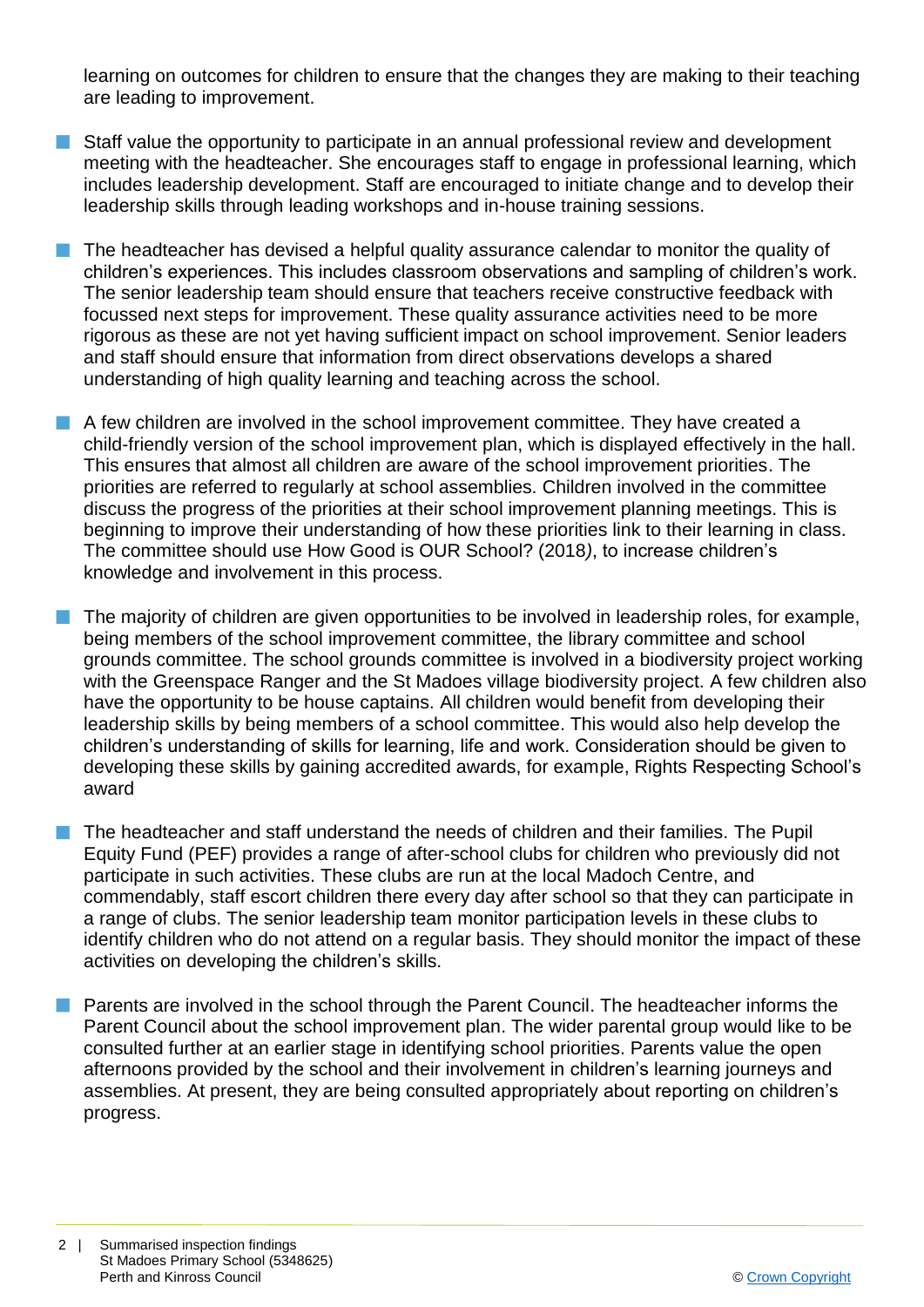learning on outcomes for children to ensure that the changes they are making to their teaching are leading to improvement.

- Staff value the opportunity to participate in an annual professional review and development meeting with the headteacher. She encourages staff to engage in professional learning, which includes leadership development. Staff are encouraged to initiate change and to develop their leadership skills through leading workshops and in-house training sessions.

- The headteacher has devised a helpful quality assurance calendar to monitor the quality of children's experiences. This includes classroom observations and sampling of children's work. The senior leadership team should ensure that teachers receive constructive feedback with focussed next steps for improvement. These quality assurance activities need to be more rigorous as these are not yet having sufficient impact on school improvement. Senior leaders and staff should ensure that information from direct observations develops a shared understanding of high quality learning and teaching across the school.

- A few children are involved in the school improvement committee. They have created a child-friendly version of the school improvement plan, which is displayed effectively in the hall. This ensures that almost all children are aware of the school improvement priorities. The priorities are referred to regularly at school assemblies. Children involved in the committee discuss the progress of the priorities at their school improvement planning meetings. This is beginning to improve their understanding of how these priorities link to their learning in class. The committee should use How Good is OUR School? (2018*)*, to increase children's knowledge and involvement in this process.

- The majority of children are given opportunities to be involved in leadership roles, for example, being members of the school improvement committee, the library committee and school grounds committee. The school grounds committee is involved in a biodiversity project working with the Greenspace Ranger and the St Madoes village biodiversity project. A few children also have the opportunity to be house captains. All children would benefit from developing their leadership skills by being members of a school committee. This would also help develop the children's understanding of skills for learning, life and work. Consideration should be given to developing these skills by gaining accredited awards, for example, Rights Respecting School's award

- The headteacher and staff understand the needs of children and their families. The Pupil Equity Fund (PEF) provides a range of after-school clubs for children who previously did not participate in such activities. These clubs are run at the local Madoch Centre, and commendably, staff escort children there every day after school so that they can participate in a range of clubs. The senior leadership team monitor participation levels in these clubs to identify children who do not attend on a regular basis. They should monitor the impact of these activities on developing the children's skills.

- Parents are involved in the school through the Parent Council. The headteacher informs the Parent Council about the school improvement plan. The wider parental group would like to be consulted further at an earlier stage in identifying school priorities. Parents value the open afternoons provided by the school and their involvement in children's learning journeys and assemblies. At present, they are being consulted appropriately about reporting on children's progress.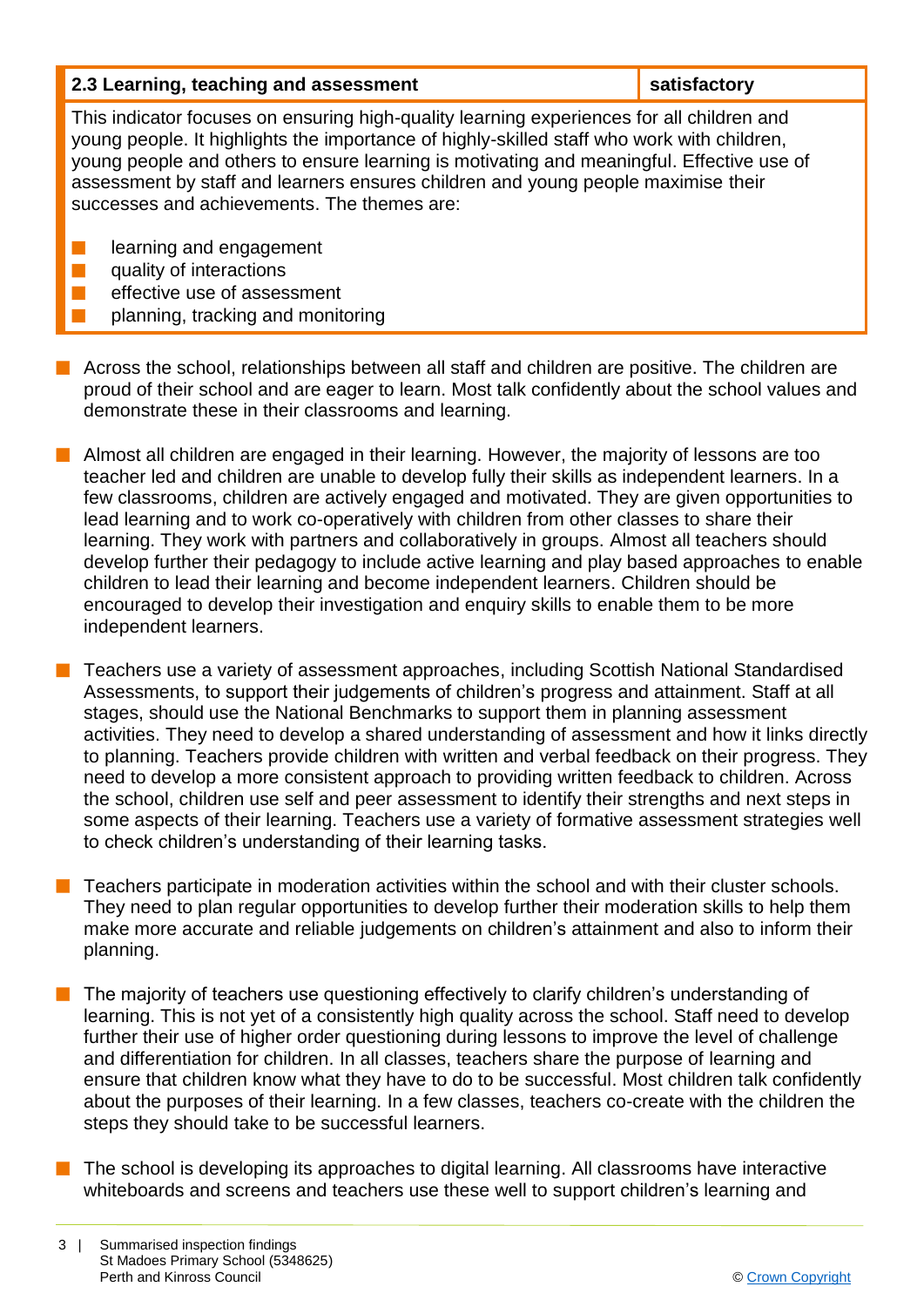| 2.3 Learning, teaching and assessment | satisfactory |
| --- | --- |

This indicator focuses on ensuring high-quality learning experiences for all children and young people. It highlights the importance of highly-skilled staff who work with children, young people and others to ensure learning is motivating and meaningful. Effective use of assessment by staff and learners ensures children and young people maximise their successes and achievements. The themes are:

- learning and engagement
- quality of interactions
- effective use of assessment
- planning, tracking and monitoring

- Across the school, relationships between all staff and children are positive. The children are proud of their school and are eager to learn. Most talk confidently about the school values and demonstrate these in their classrooms and learning.

- Almost all children are engaged in their learning. However, the majority of lessons are too teacher led and children are unable to develop fully their skills as independent learners. In a few classrooms, children are actively engaged and motivated. They are given opportunities to lead learning and to work co-operatively with children from other classes to share their learning. They work with partners and collaboratively in groups. Almost all teachers should develop further their pedagogy to include active learning and play based approaches to enable children to lead their learning and become independent learners. Children should be encouraged to develop their investigation and enquiry skills to enable them to be more independent learners.

- Teachers use a variety of assessment approaches, including Scottish National Standardised Assessments, to support their judgements of children's progress and attainment. Staff at all stages, should use the National Benchmarks to support them in planning assessment activities. They need to develop a shared understanding of assessment and how it links directly to planning. Teachers provide children with written and verbal feedback on their progress. They need to develop a more consistent approach to providing written feedback to children. Across the school, children use self and peer assessment to identify their strengths and next steps in some aspects of their learning. Teachers use a variety of formative assessment strategies well to check children's understanding of their learning tasks.

- Teachers participate in moderation activities within the school and with their cluster schools. They need to plan regular opportunities to develop further their moderation skills to help them make more accurate and reliable judgements on children's attainment and also to inform their planning.

- The majority of teachers use questioning effectively to clarify children's understanding of learning. This is not yet of a consistently high quality across the school. Staff need to develop further their use of higher order questioning during lessons to improve the level of challenge and differentiation for children. In all classes, teachers share the purpose of learning and ensure that children know what they have to do to be successful. Most children talk confidently about the purposes of their learning. In a few classes, teachers co-create with the children the steps they should take to be successful learners.

- The school is developing its approaches to digital learning. All classrooms have interactive whiteboards and screens and teachers use these well to support children's learning and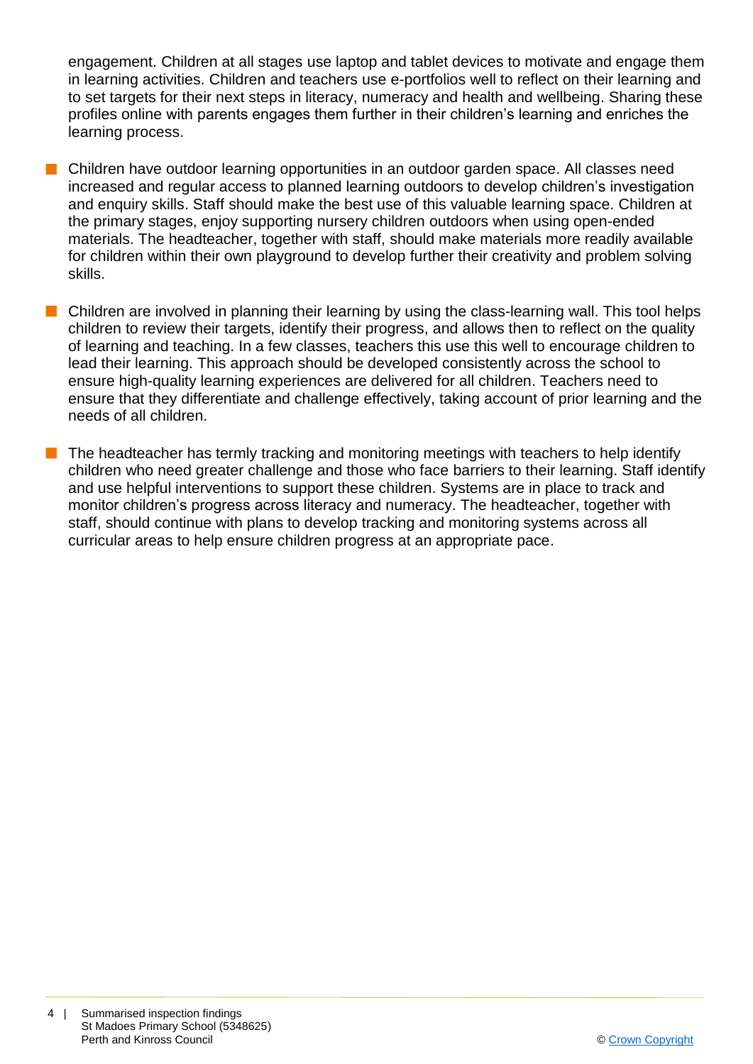engagement. Children at all stages use laptop and tablet devices to motivate and engage them in learning activities. Children and teachers use e-portfolios well to reflect on their learning and to set targets for their next steps in literacy, numeracy and health and wellbeing. Sharing these profiles online with parents engages them further in their children's learning and enriches the learning process.

- Children have outdoor learning opportunities in an outdoor garden space. All classes need increased and regular access to planned learning outdoors to develop children's investigation and enquiry skills. Staff should make the best use of this valuable learning space. Children at the primary stages, enjoy supporting nursery children outdoors when using open-ended materials. The headteacher, together with staff, should make materials more readily available for children within their own playground to develop further their creativity and problem solving skills.

- Children are involved in planning their learning by using the class-learning wall. This tool helps children to review their targets, identify their progress, and allows then to reflect on the quality of learning and teaching. In a few classes, teachers this use this well to encourage children to lead their learning. This approach should be developed consistently across the school to ensure high-quality learning experiences are delivered for all children. Teachers need to ensure that they differentiate and challenge effectively, taking account of prior learning and the needs of all children.

- The headteacher has termly tracking and monitoring meetings with teachers to help identify children who need greater challenge and those who face barriers to their learning. Staff identify and use helpful interventions to support these children. Systems are in place to track and monitor children's progress across literacy and numeracy. The headteacher, together with staff, should continue with plans to develop tracking and monitoring systems across all curricular areas to help ensure children progress at an appropriate pace.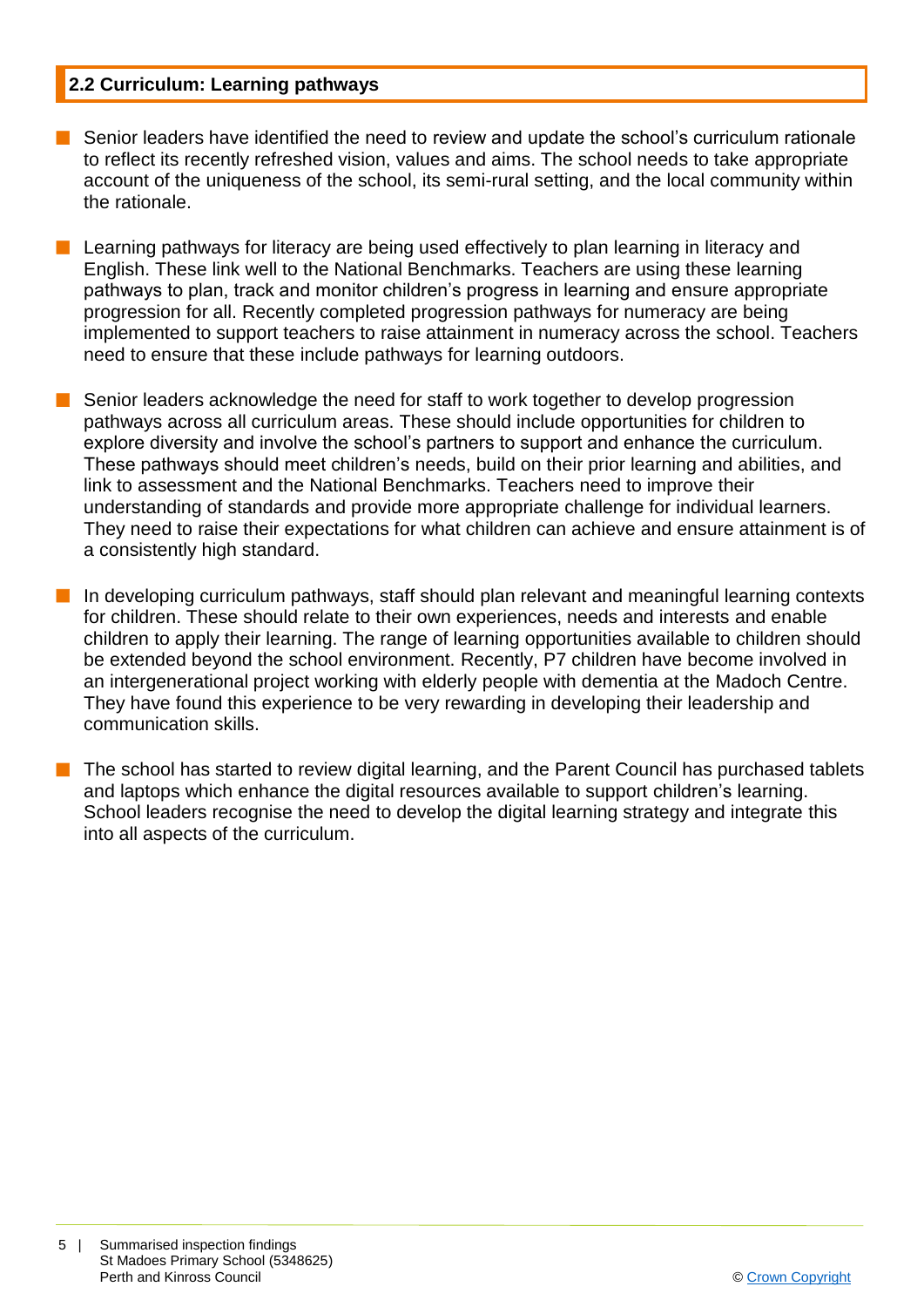## 2.2 Curriculum: Learning pathways

- Senior leaders have identified the need to review and update the school's curriculum rationale to reflect its recently refreshed vision, values and aims. The school needs to take appropriate account of the uniqueness of the school, its semi-rural setting, and the local community within the rationale.

- Learning pathways for literacy are being used effectively to plan learning in literacy and English. These link well to the National Benchmarks. Teachers are using these learning pathways to plan, track and monitor children's progress in learning and ensure appropriate progression for all. Recently completed progression pathways for numeracy are being implemented to support teachers to raise attainment in numeracy across the school. Teachers need to ensure that these include pathways for learning outdoors.

- Senior leaders acknowledge the need for staff to work together to develop progression pathways across all curriculum areas. These should include opportunities for children to explore diversity and involve the school's partners to support and enhance the curriculum. These pathways should meet children's needs, build on their prior learning and abilities, and link to assessment and the National Benchmarks. Teachers need to improve their understanding of standards and provide more appropriate challenge for individual learners. They need to raise their expectations for what children can achieve and ensure attainment is of a consistently high standard.

- In developing curriculum pathways, staff should plan relevant and meaningful learning contexts for children. These should relate to their own experiences, needs and interests and enable children to apply their learning. The range of learning opportunities available to children should be extended beyond the school environment. Recently, P7 children have become involved in an intergenerational project working with elderly people with dementia at the Madoch Centre. They have found this experience to be very rewarding in developing their leadership and communication skills.

- The school has started to review digital learning, and the Parent Council has purchased tablets and laptops which enhance the digital resources available to support children's learning. School leaders recognise the need to develop the digital learning strategy and integrate this into all aspects of the curriculum.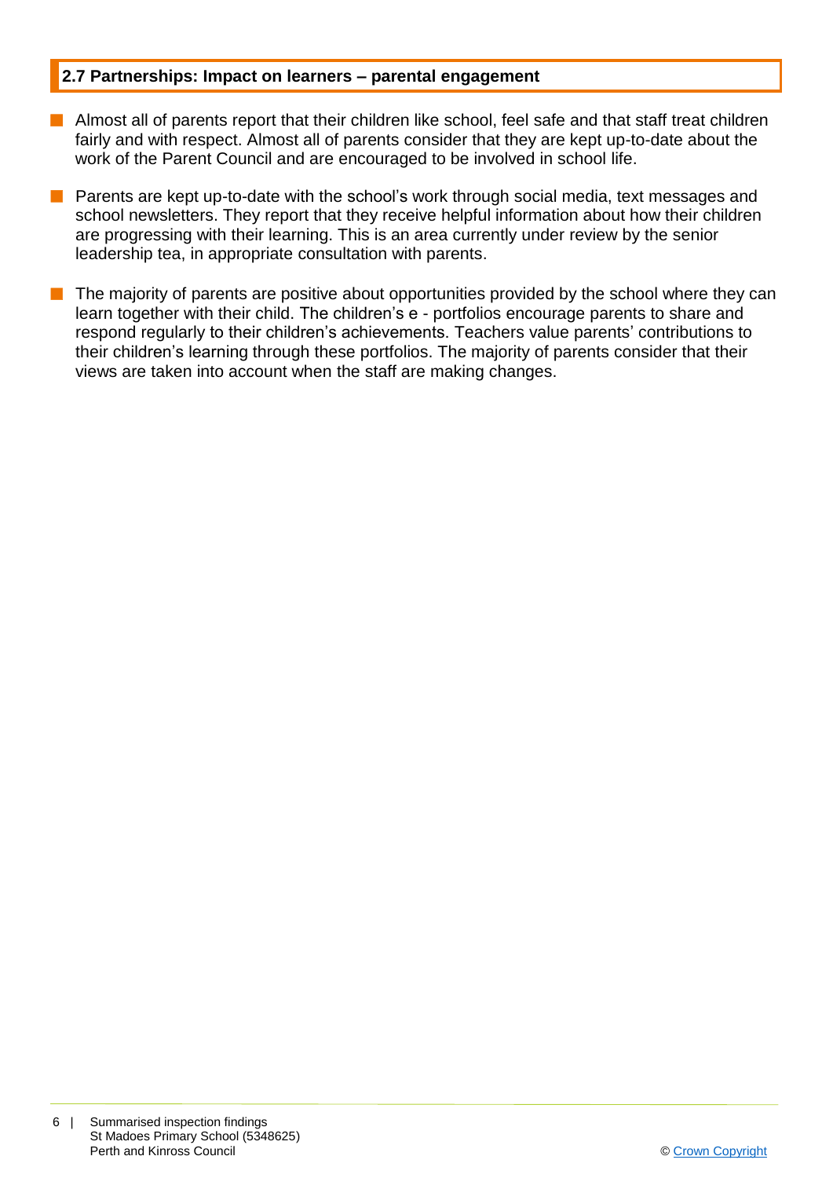## 2.7 Partnerships: Impact on learners – parental engagement

- Almost all of parents report that their children like school, feel safe and that staff treat children fairly and with respect. Almost all of parents consider that they are kept up-to-date about the work of the Parent Council and are encouraged to be involved in school life.
- Parents are kept up-to-date with the school's work through social media, text messages and school newsletters. They report that they receive helpful information about how their children are progressing with their learning. This is an area currently under review by the senior leadership tea, in appropriate consultation with parents.
- The majority of parents are positive about opportunities provided by the school where they can learn together with their child. The children's e - portfolios encourage parents to share and respond regularly to their children's achievements. Teachers value parents' contributions to their children's learning through these portfolios. The majority of parents consider that their views are taken into account when the staff are making changes.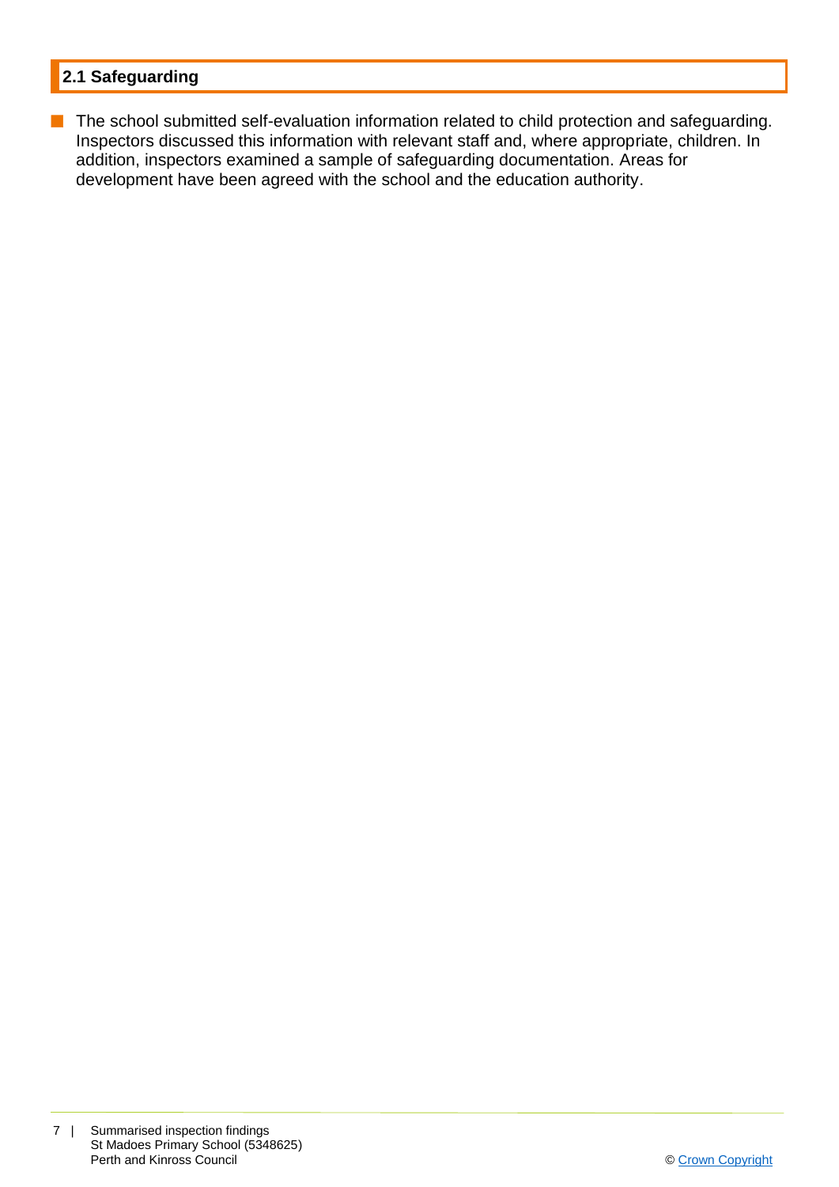## 2.1 Safeguarding

- The school submitted self-evaluation information related to child protection and safeguarding. Inspectors discussed this information with relevant staff and, where appropriate, children. In addition, inspectors examined a sample of safeguarding documentation. Areas for development have been agreed with the school and the education authority.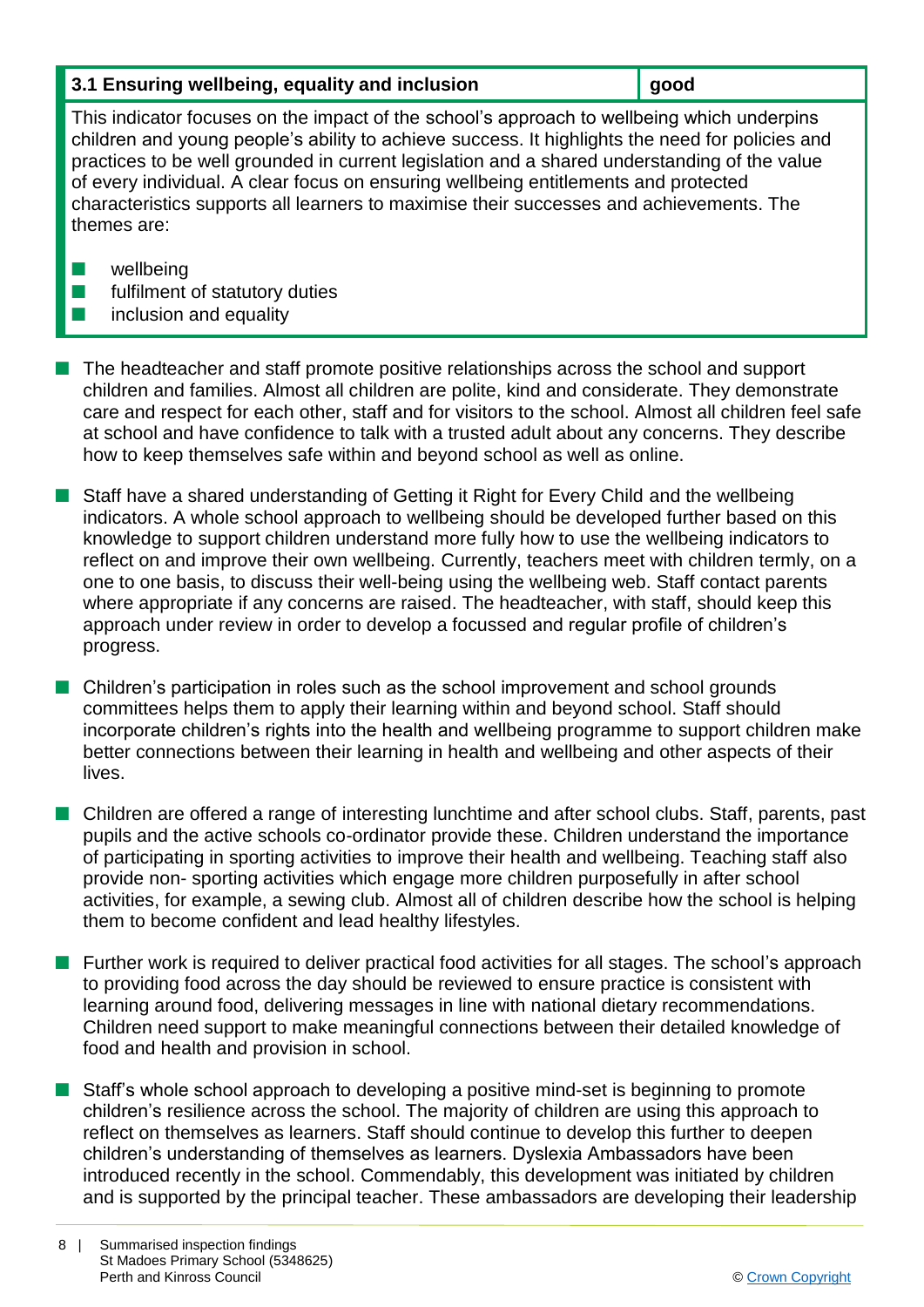| 3.1 Ensuring wellbeing, equality and inclusion | good |
|---|---|

This indicator focuses on the impact of the school's approach to wellbeing which underpins children and young people's ability to achieve success. It highlights the need for policies and practices to be well grounded in current legislation and a shared understanding of the value of every individual. A clear focus on ensuring wellbeing entitlements and protected characteristics supports all learners to maximise their successes and achievements. The themes are:

- wellbeing
- fulfilment of statutory duties
- inclusion and equality

- The headteacher and staff promote positive relationships across the school and support children and families. Almost all children are polite, kind and considerate. They demonstrate care and respect for each other, staff and for visitors to the school. Almost all children feel safe at school and have confidence to talk with a trusted adult about any concerns. They describe how to keep themselves safe within and beyond school as well as online.

- Staff have a shared understanding of Getting it Right for Every Child and the wellbeing indicators. A whole school approach to wellbeing should be developed further based on this knowledge to support children understand more fully how to use the wellbeing indicators to reflect on and improve their own wellbeing. Currently, teachers meet with children termly, on a one to one basis, to discuss their well-being using the wellbeing web. Staff contact parents where appropriate if any concerns are raised. The headteacher, with staff, should keep this approach under review in order to develop a focussed and regular profile of children's progress.

- Children's participation in roles such as the school improvement and school grounds committees helps them to apply their learning within and beyond school. Staff should incorporate children's rights into the health and wellbeing programme to support children make better connections between their learning in health and wellbeing and other aspects of their lives.

- Children are offered a range of interesting lunchtime and after school clubs. Staff, parents, past pupils and the active schools co-ordinator provide these. Children understand the importance of participating in sporting activities to improve their health and wellbeing. Teaching staff also provide non- sporting activities which engage more children purposefully in after school activities, for example, a sewing club. Almost all of children describe how the school is helping them to become confident and lead healthy lifestyles.

- Further work is required to deliver practical food activities for all stages. The school's approach to providing food across the day should be reviewed to ensure practice is consistent with learning around food, delivering messages in line with national dietary recommendations. Children need support to make meaningful connections between their detailed knowledge of food and health and provision in school.

- Staff's whole school approach to developing a positive mind-set is beginning to promote children's resilience across the school. The majority of children are using this approach to reflect on themselves as learners. Staff should continue to develop this further to deepen children's understanding of themselves as learners. Dyslexia Ambassadors have been introduced recently in the school. Commendably, this development was initiated by children and is supported by the principal teacher. These ambassadors are developing their leadership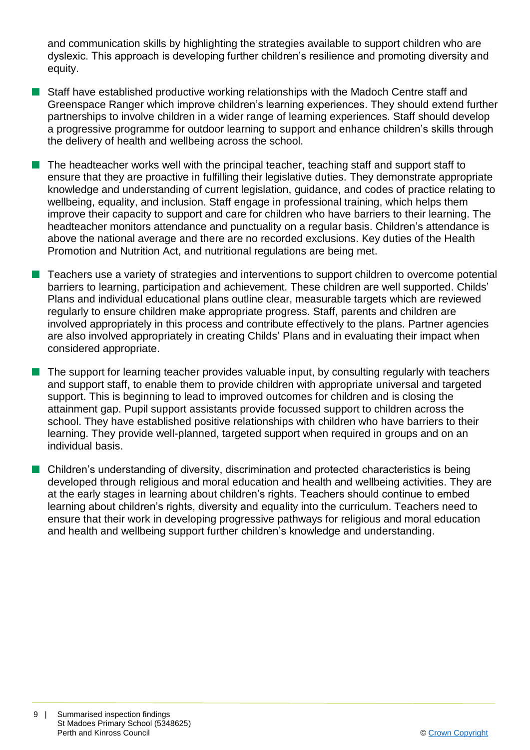and communication skills by highlighting the strategies available to support children who are dyslexic. This approach is developing further children's resilience and promoting diversity and equity.

- Staff have established productive working relationships with the Madoch Centre staff and Greenspace Ranger which improve children's learning experiences. They should extend further partnerships to involve children in a wider range of learning experiences. Staff should develop a progressive programme for outdoor learning to support and enhance children's skills through the delivery of health and wellbeing across the school.

- The headteacher works well with the principal teacher, teaching staff and support staff to ensure that they are proactive in fulfilling their legislative duties. They demonstrate appropriate knowledge and understanding of current legislation, guidance, and codes of practice relating to wellbeing, equality, and inclusion. Staff engage in professional training, which helps them improve their capacity to support and care for children who have barriers to their learning. The headteacher monitors attendance and punctuality on a regular basis. Children's attendance is above the national average and there are no recorded exclusions. Key duties of the Health Promotion and Nutrition Act, and nutritional regulations are being met.

- Teachers use a variety of strategies and interventions to support children to overcome potential barriers to learning, participation and achievement. These children are well supported. Childs' Plans and individual educational plans outline clear, measurable targets which are reviewed regularly to ensure children make appropriate progress. Staff, parents and children are involved appropriately in this process and contribute effectively to the plans. Partner agencies are also involved appropriately in creating Childs' Plans and in evaluating their impact when considered appropriate.

- The support for learning teacher provides valuable input, by consulting regularly with teachers and support staff, to enable them to provide children with appropriate universal and targeted support. This is beginning to lead to improved outcomes for children and is closing the attainment gap. Pupil support assistants provide focussed support to children across the school. They have established positive relationships with children who have barriers to their learning. They provide well-planned, targeted support when required in groups and on an individual basis.

- Children's understanding of diversity, discrimination and protected characteristics is being developed through religious and moral education and health and wellbeing activities. They are at the early stages in learning about children's rights. Teachers should continue to embed learning about children's rights, diversity and equality into the curriculum. Teachers need to ensure that their work in developing progressive pathways for religious and moral education and health and wellbeing support further children's knowledge and understanding.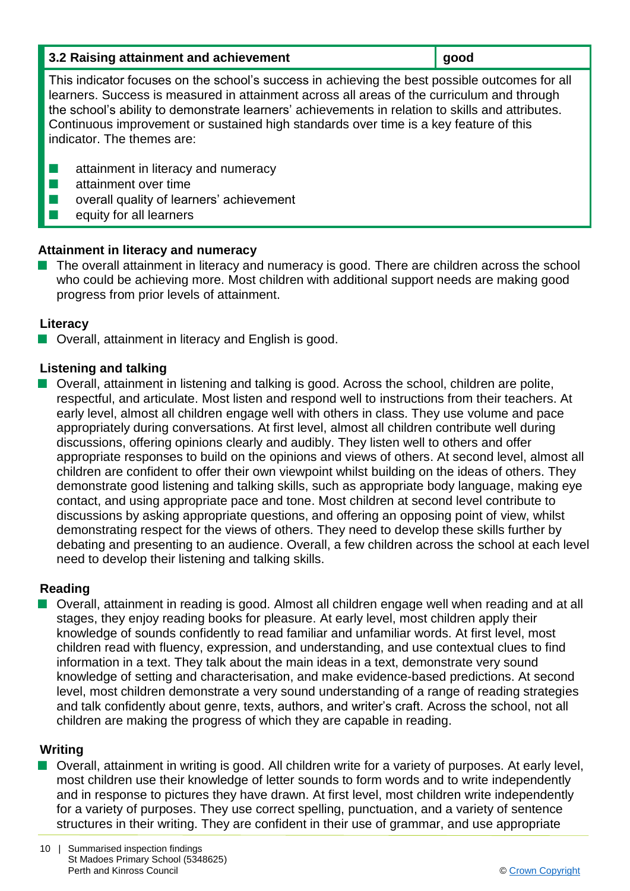| 3.2 Raising attainment and achievement | good |
|---|---|

This indicator focuses on the school's success in achieving the best possible outcomes for all learners. Success is measured in attainment across all areas of the curriculum and through the school's ability to demonstrate learners' achievements in relation to skills and attributes. Continuous improvement or sustained high standards over time is a key feature of this indicator. The themes are:

- attainment in literacy and numeracy
- attainment over time
- overall quality of learners' achievement
- equity for all learners

## Attainment in literacy and numeracy

- The overall attainment in literacy and numeracy is good. There are children across the school who could be achieving more. Most children with additional support needs are making good progress from prior levels of attainment.

### Literacy

- Overall, attainment in literacy and English is good.

### Listening and talking

- Overall, attainment in listening and talking is good. Across the school, children are polite, respectful, and articulate. Most listen and respond well to instructions from their teachers. At early level, almost all children engage well with others in class. They use volume and pace appropriately during conversations. At first level, almost all children contribute well during discussions, offering opinions clearly and audibly. They listen well to others and offer appropriate responses to build on the opinions and views of others. At second level, almost all children are confident to offer their own viewpoint whilst building on the ideas of others. They demonstrate good listening and talking skills, such as appropriate body language, making eye contact, and using appropriate pace and tone. Most children at second level contribute to discussions by asking appropriate questions, and offering an opposing point of view, whilst demonstrating respect for the views of others. They need to develop these skills further by debating and presenting to an audience. Overall, a few children across the school at each level need to develop their listening and talking skills.

### Reading

- Overall, attainment in reading is good. Almost all children engage well when reading and at all stages, they enjoy reading books for pleasure. At early level, most children apply their knowledge of sounds confidently to read familiar and unfamiliar words. At first level, most children read with fluency, expression, and understanding, and use contextual clues to find information in a text. They talk about the main ideas in a text, demonstrate very sound knowledge of setting and characterisation, and make evidence-based predictions. At second level, most children demonstrate a very sound understanding of a range of reading strategies and talk confidently about genre, texts, authors, and writer's craft. Across the school, not all children are making the progress of which they are capable in reading.

### Writing

- Overall, attainment in writing is good. All children write for a variety of purposes. At early level, most children use their knowledge of letter sounds to form words and to write independently and in response to pictures they have drawn. At first level, most children write independently for a variety of purposes. They use correct spelling, punctuation, and a variety of sentence structures in their writing. They are confident in their use of grammar, and use appropriate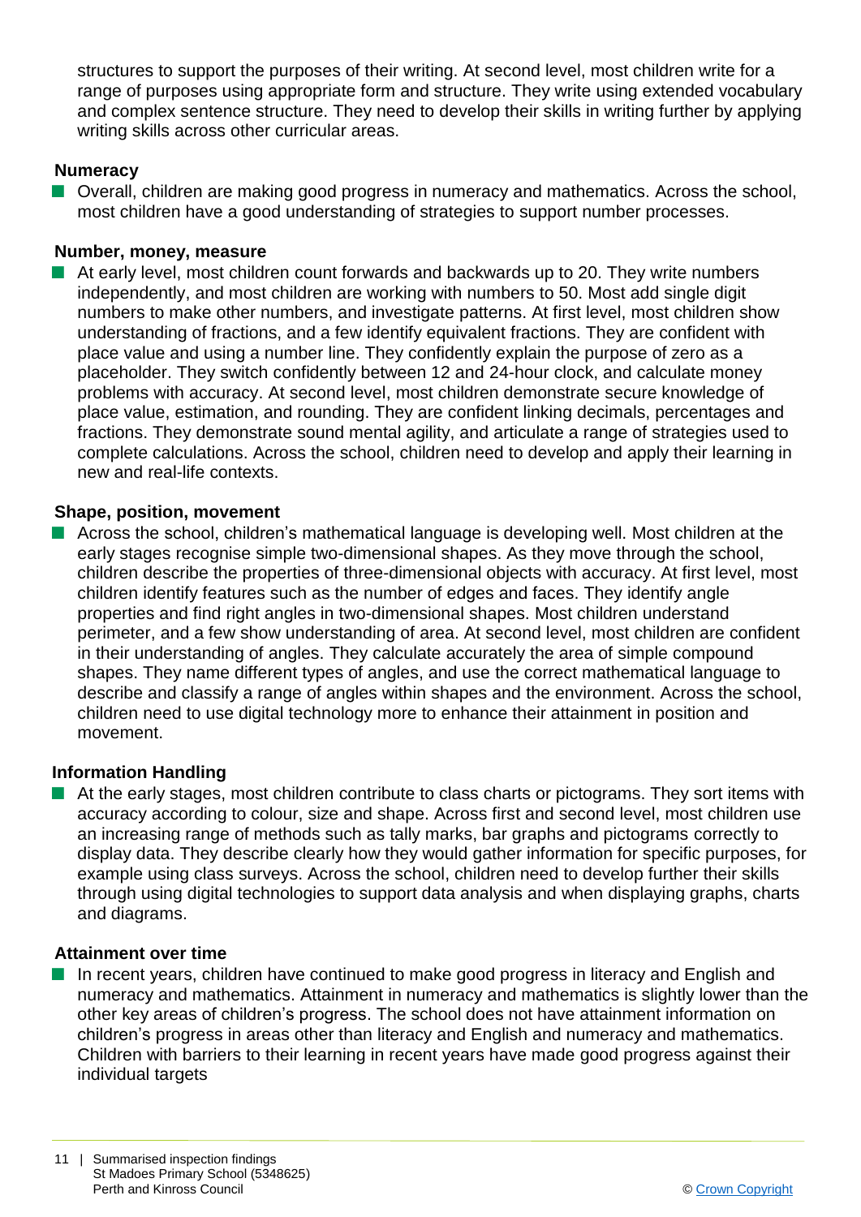structures to support the purposes of their writing. At second level, most children write for a range of purposes using appropriate form and structure. They write using extended vocabulary and complex sentence structure. They need to develop their skills in writing further by applying writing skills across other curricular areas.

**Numeracy**

- Overall, children are making good progress in numeracy and mathematics. Across the school, most children have a good understanding of strategies to support number processes.

**Number, money, measure**

- At early level, most children count forwards and backwards up to 20. They write numbers independently, and most children are working with numbers to 50. Most add single digit numbers to make other numbers, and investigate patterns. At first level, most children show understanding of fractions, and a few identify equivalent fractions. They are confident with place value and using a number line. They confidently explain the purpose of zero as a placeholder. They switch confidently between 12 and 24-hour clock, and calculate money problems with accuracy. At second level, most children demonstrate secure knowledge of place value, estimation, and rounding. They are confident linking decimals, percentages and fractions. They demonstrate sound mental agility, and articulate a range of strategies used to complete calculations. Across the school, children need to develop and apply their learning in new and real-life contexts.

**Shape, position, movement**

- Across the school, children's mathematical language is developing well. Most children at the early stages recognise simple two-dimensional shapes. As they move through the school, children describe the properties of three-dimensional objects with accuracy. At first level, most children identify features such as the number of edges and faces. They identify angle properties and find right angles in two-dimensional shapes. Most children understand perimeter, and a few show understanding of area. At second level, most children are confident in their understanding of angles. They calculate accurately the area of simple compound shapes. They name different types of angles, and use the correct mathematical language to describe and classify a range of angles within shapes and the environment. Across the school, children need to use digital technology more to enhance their attainment in position and movement.

**Information Handling**

- At the early stages, most children contribute to class charts or pictograms. They sort items with accuracy according to colour, size and shape. Across first and second level, most children use an increasing range of methods such as tally marks, bar graphs and pictograms correctly to display data. They describe clearly how they would gather information for specific purposes, for example using class surveys. Across the school, children need to develop further their skills through using digital technologies to support data analysis and when displaying graphs, charts and diagrams.

**Attainment over time**

- In recent years, children have continued to make good progress in literacy and English and numeracy and mathematics. Attainment in numeracy and mathematics is slightly lower than the other key areas of children's progress. The school does not have attainment information on children's progress in areas other than literacy and English and numeracy and mathematics. Children with barriers to their learning in recent years have made good progress against their individual targets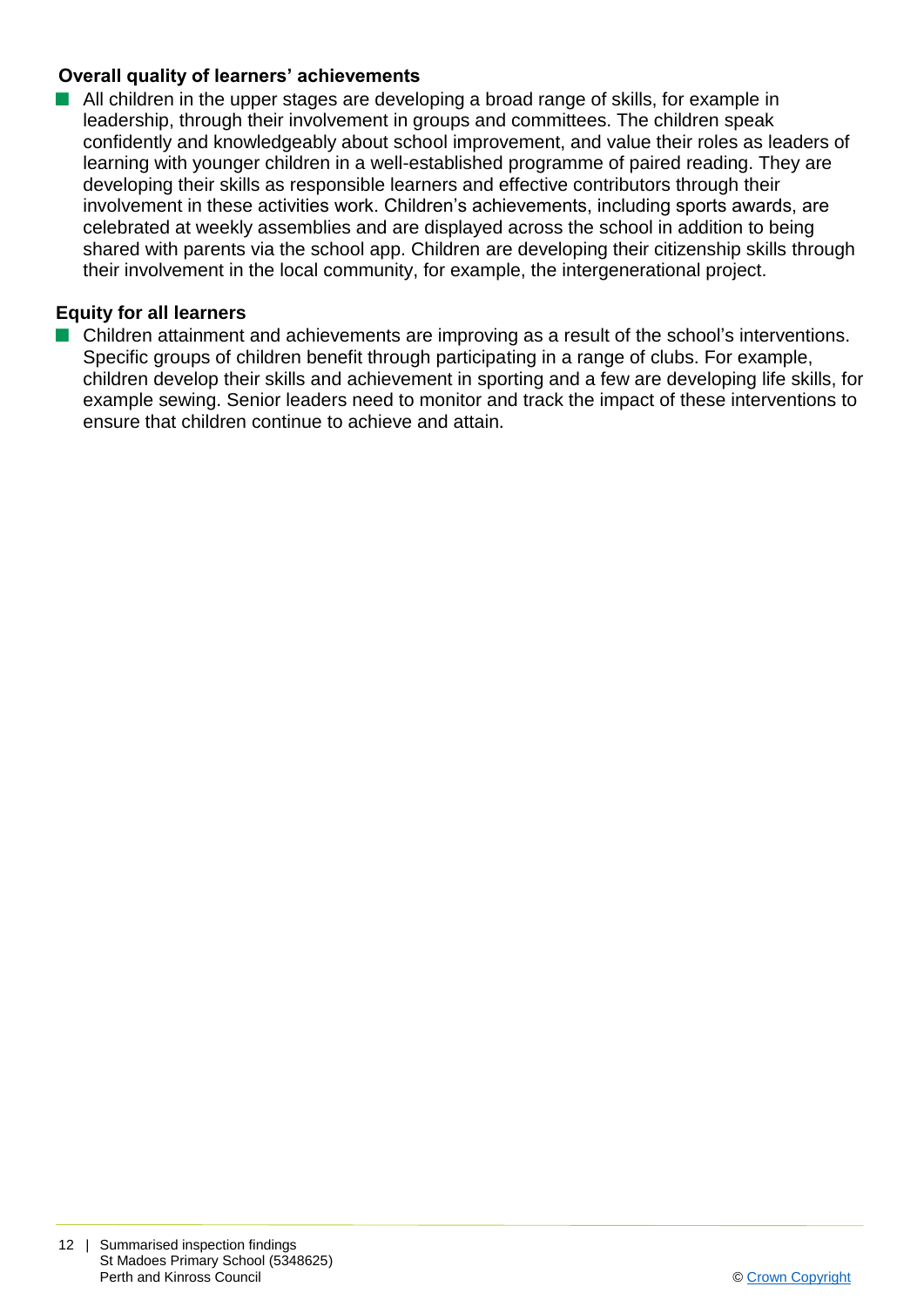### Overall quality of learners' achievements

- All children in the upper stages are developing a broad range of skills, for example in leadership, through their involvement in groups and committees. The children speak confidently and knowledgeably about school improvement, and value their roles as leaders of learning with younger children in a well-established programme of paired reading. They are developing their skills as responsible learners and effective contributors through their involvement in these activities work. Children's achievements, including sports awards, are celebrated at weekly assemblies and are displayed across the school in addition to being shared with parents via the school app. Children are developing their citizenship skills through their involvement in the local community, for example, the intergenerational project.

### Equity for all learners

- Children attainment and achievements are improving as a result of the school's interventions. Specific groups of children benefit through participating in a range of clubs. For example, children develop their skills and achievement in sporting and a few are developing life skills, for example sewing. Senior leaders need to monitor and track the impact of these interventions to ensure that children continue to achieve and attain.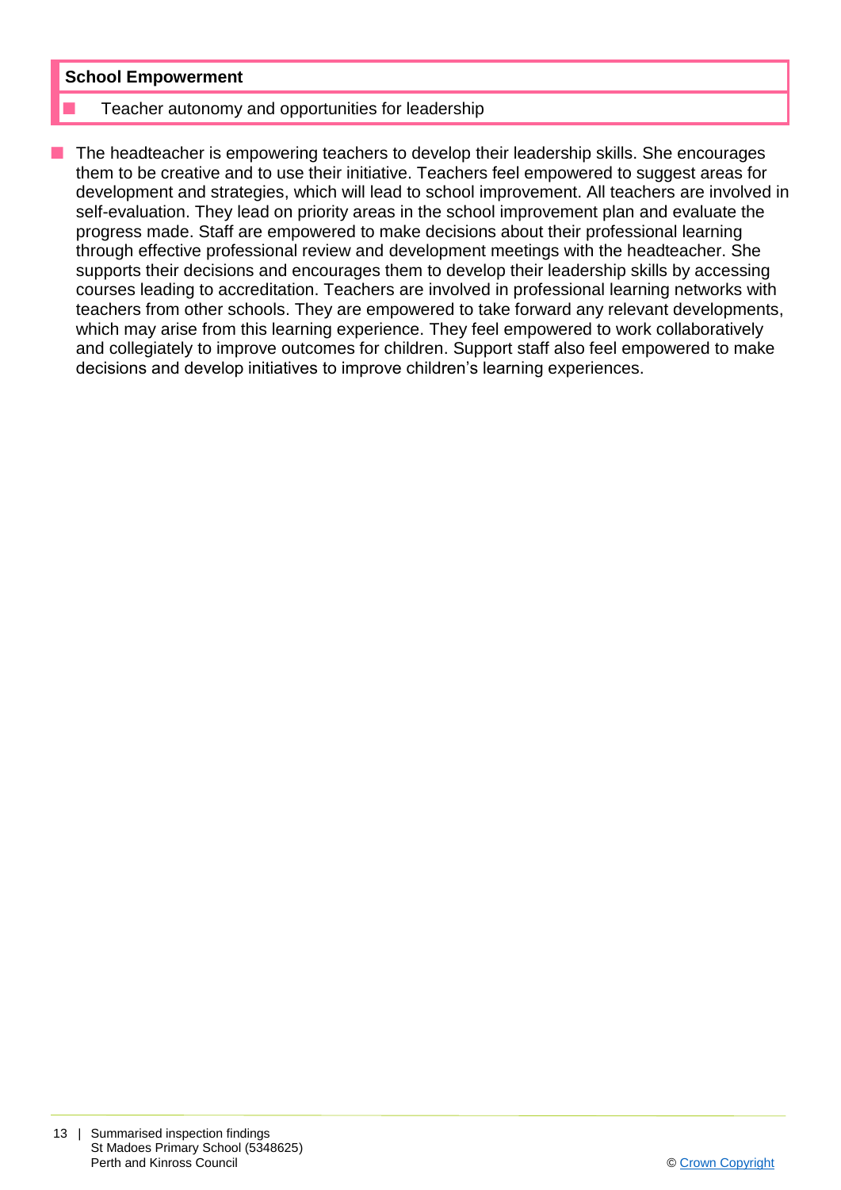**School Empowerment**

- Teacher autonomy and opportunities for leadership

- The headteacher is empowering teachers to develop their leadership skills. She encourages them to be creative and to use their initiative. Teachers feel empowered to suggest areas for development and strategies, which will lead to school improvement. All teachers are involved in self-evaluation. They lead on priority areas in the school improvement plan and evaluate the progress made. Staff are empowered to make decisions about their professional learning through effective professional review and development meetings with the headteacher. She supports their decisions and encourages them to develop their leadership skills by accessing courses leading to accreditation. Teachers are involved in professional learning networks with teachers from other schools. They are empowered to take forward any relevant developments, which may arise from this learning experience. They feel empowered to work collaboratively and collegiately to improve outcomes for children. Support staff also feel empowered to make decisions and develop initiatives to improve children's learning experiences.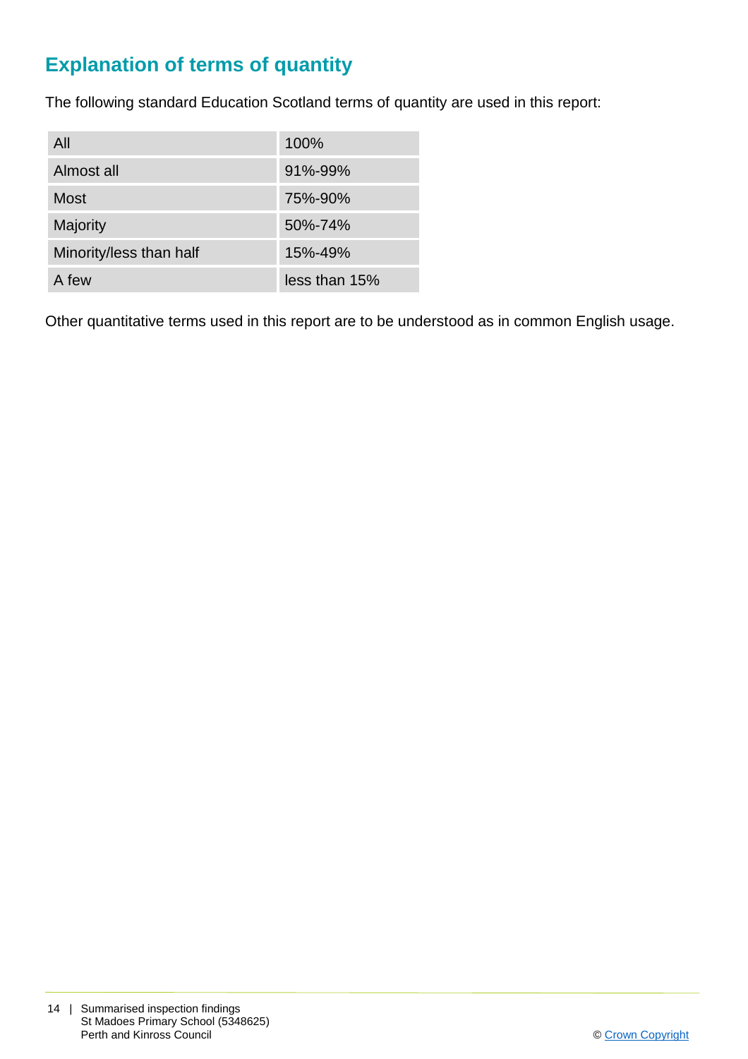## Explanation of terms of quantity

The following standard Education Scotland terms of quantity are used in this report:

| | |
|---|---|
| All | 100% |
| Almost all | 91%-99% |
| Most | 75%-90% |
| Majority | 50%-74% |
| Minority/less than half | 15%-49% |
| A few | less than 15% |

Other quantitative terms used in this report are to be understood as in common English usage.